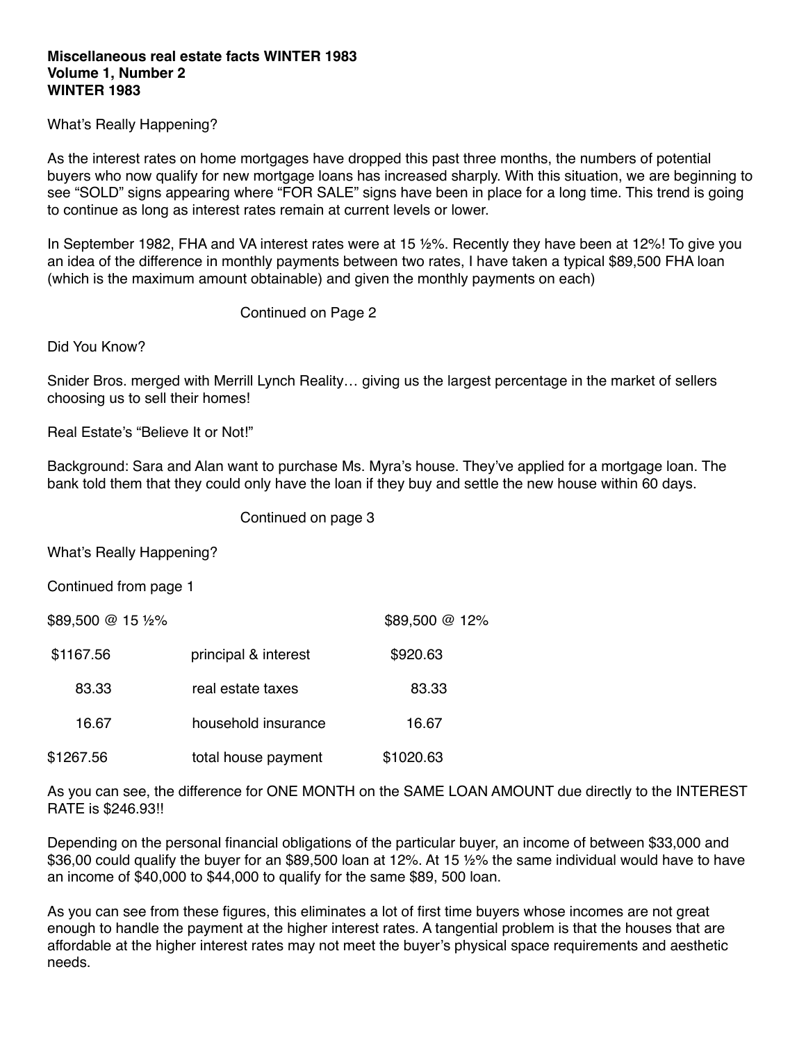**Miscellaneous real estate facts WINTER 1983**
**Volume 1, Number 2**
**WINTER 1983**

What's Really Happening?

As the interest rates on home mortgages have dropped this past three months, the numbers of potential buyers who now qualify for new mortgage loans has increased sharply. With this situation, we are beginning to see "SOLD" signs appearing where "FOR SALE" signs have been in place for a long time. This trend is going to continue as long as interest rates remain at current levels or lower.

In September 1982, FHA and VA interest rates were at 15 ½%. Recently they have been at 12%! To give you an idea of the difference in monthly payments between two rates, I have taken a typical $89,500 FHA loan (which is the maximum amount obtainable) and given the monthly payments on each)

Continued on Page 2

Did You Know?

Snider Bros. merged with Merrill Lynch Reality… giving us the largest percentage in the market of sellers choosing us to sell their homes!

Real Estate's "Believe It or Not!"

Background: Sara and Alan want to purchase Ms. Myra's house. They've applied for a mortgage loan. The bank told them that they could only have the loan if they buy and settle the new house within 60 days.

Continued on page 3

What's Really Happening?

Continued from page 1

| $89,500 @ 15 ½% | | $89,500 @ 12% |
|---|---|---|
| $1167.56 | principal & interest | $920.63 |
| 83.33 | real estate taxes | 83.33 |
| 16.67 | household insurance | 16.67 |
| $1267.56 | total house payment | $1020.63 |

As you can see, the difference for ONE MONTH on the SAME LOAN AMOUNT due directly to the INTEREST RATE is $246.93!!

Depending on the personal financial obligations of the particular buyer, an income of between $33,000 and $36,00 could qualify the buyer for an $89,500 loan at 12%. At 15 ½% the same individual would have to have an income of $40,000 to $44,000 to qualify for the same $89, 500 loan.

As you can see from these figures, this eliminates a lot of first time buyers whose incomes are not great enough to handle the payment at the higher interest rates. A tangential problem is that the houses that are affordable at the higher interest rates may not meet the buyer's physical space requirements and aesthetic needs.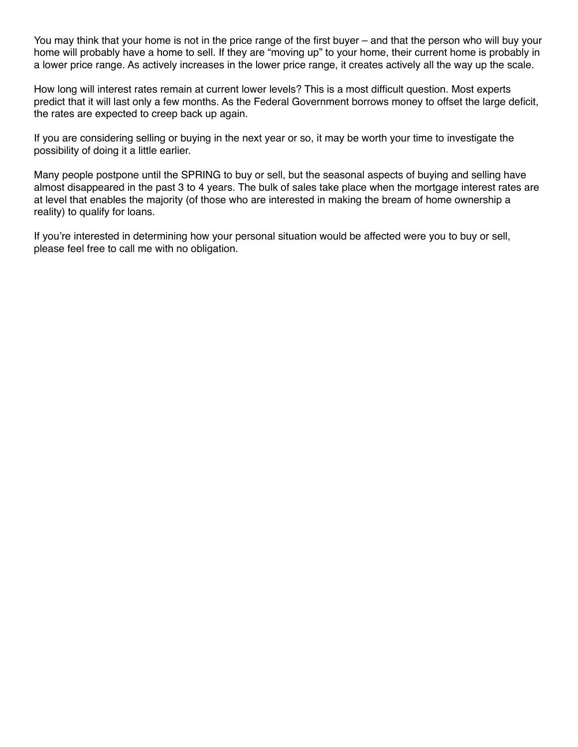You may think that your home is not in the price range of the first buyer – and that the person who will buy your home will probably have a home to sell. If they are "moving up" to your home, their current home is probably in a lower price range. As actively increases in the lower price range, it creates actively all the way up the scale.

How long will interest rates remain at current lower levels? This is a most difficult question. Most experts predict that it will last only a few months. As the Federal Government borrows money to offset the large deficit, the rates are expected to creep back up again.

If you are considering selling or buying in the next year or so, it may be worth your time to investigate the possibility of doing it a little earlier.

Many people postpone until the SPRING to buy or sell, but the seasonal aspects of buying and selling have almost disappeared in the past 3 to 4 years. The bulk of sales take place when the mortgage interest rates are at level that enables the majority (of those who are interested in making the bream of home ownership a reality) to qualify for loans.

If you're interested in determining how your personal situation would be affected were you to buy or sell, please feel free to call me with no obligation.